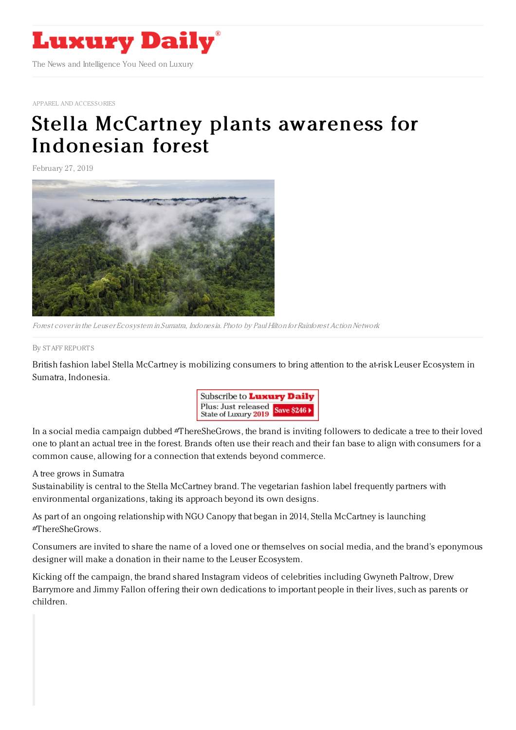# Luxury Daily

The News and Intelligence You Need on Luxury

APPAREL AND ACCESSORIES

# Stella McCartney plants awareness for Indonesian forest

February 27, 2019

*Forest cover in the Leuser Ecosystem in Sumatra, Indonesia. Photo by Paul Hilton for Rainforest Action Network*

By STAFF REPORTS

British fashion label Stella McCartney is mobilizing consumers to bring attention to the at-risk Leuser Ecosystem in Sumatra, Indonesia.

In a social media campaign dubbed #ThereSheGrows, the brand is inviting followers to dedicate a tree to their loved one to plant an actual tree in the forest. Brands often use their reach and their fan base to align with consumers for a common cause, allowing for a connection that extends beyond commerce.

A tree grows in Sumatra

Sustainability is central to the Stella McCartney brand. The vegetarian fashion label frequently partners with environmental organizations, taking its approach beyond its own designs.

As part of an ongoing relationship with NGO Canopy that began in 2014, Stella McCartney is launching #ThereSheGrows.

Consumers are invited to share the name of a loved one or themselves on social media, and the brand's eponymous designer will make a donation in their name to the Leuser Ecosystem.

Kicking off the campaign, the brand shared Instagram videos of celebrities including Gwyneth Paltrow, Drew Barrymore and Jimmy Fallon offering their own dedications to important people in their lives, such as parents or children.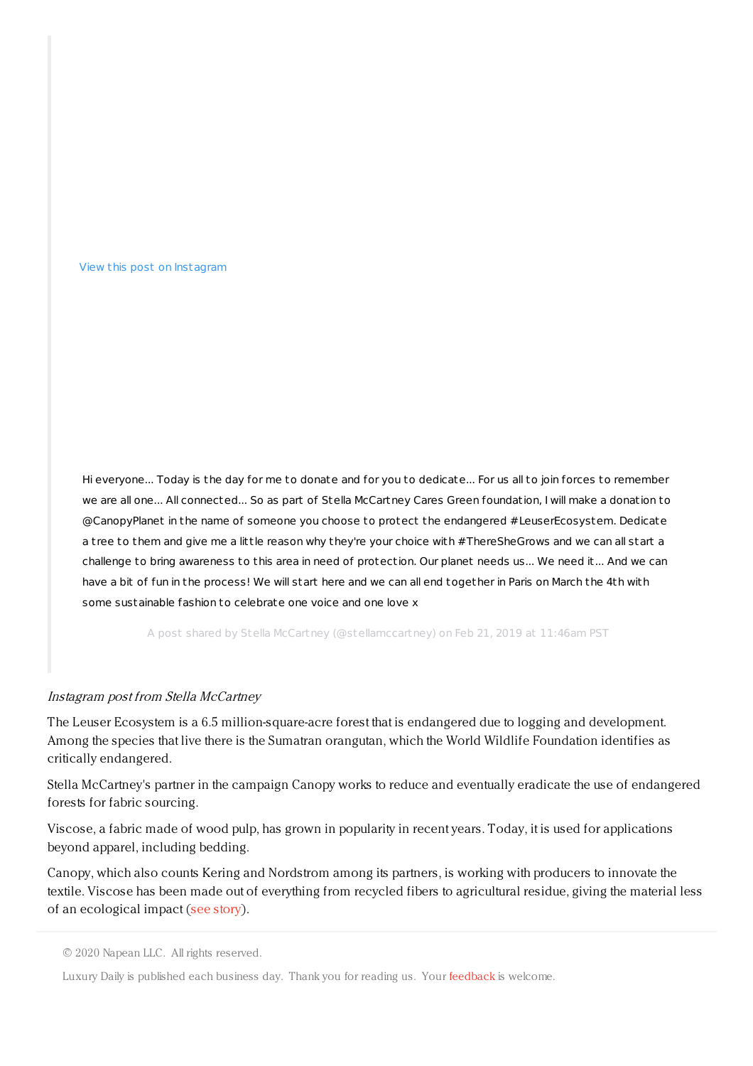View this post on Instagram

Hi everyone... Today is the day for me to donate and for you to dedicate... For us all to join forces to remember we are all one... All connected... So as part of Stella McCartney Cares Green foundation, I will make a donation to @CanopyPlanet in the name of someone you choose to protect the endangered #LeuserEcosystem. Dedicate a tree to them and give me a little reason why they're your choice with #ThereSheGrows and we can all start a challenge to bring awareness to this area in need of protection. Our planet needs us... We need it... And we can have a bit of fun in the process! We will start here and we can all end together in Paris on March the 4th with some sustainable fashion to celebrate one voice and one love x

A post shared by Stella McCartney (@stellamccartney) on Feb 21, 2019 at 11:46am PST

*Instagram post from Stella McCartney*

The Leuser Ecosystem is a 6.5 million-square-acre forest that is endangered due to logging and development. Among the species that live there is the Sumatran orangutan, which the World Wildlife Foundation identifies as critically endangered.

Stella McCartney's partner in the campaign Canopy works to reduce and eventually eradicate the use of endangered forests for fabric sourcing.

Viscose, a fabric made of wood pulp, has grown in popularity in recent years. Today, it is used for applications beyond apparel, including bedding.

Canopy, which also counts Kering and Nordstrom among its partners, is working with producers to innovate the textile. Viscose has been made out of everything from recycled fibers to agricultural residue, giving the material less of an ecological impact (see story).

© 2020 Napean LLC. All rights reserved.

Luxury Daily is published each business day. Thank you for reading us. Your feedback is welcome.